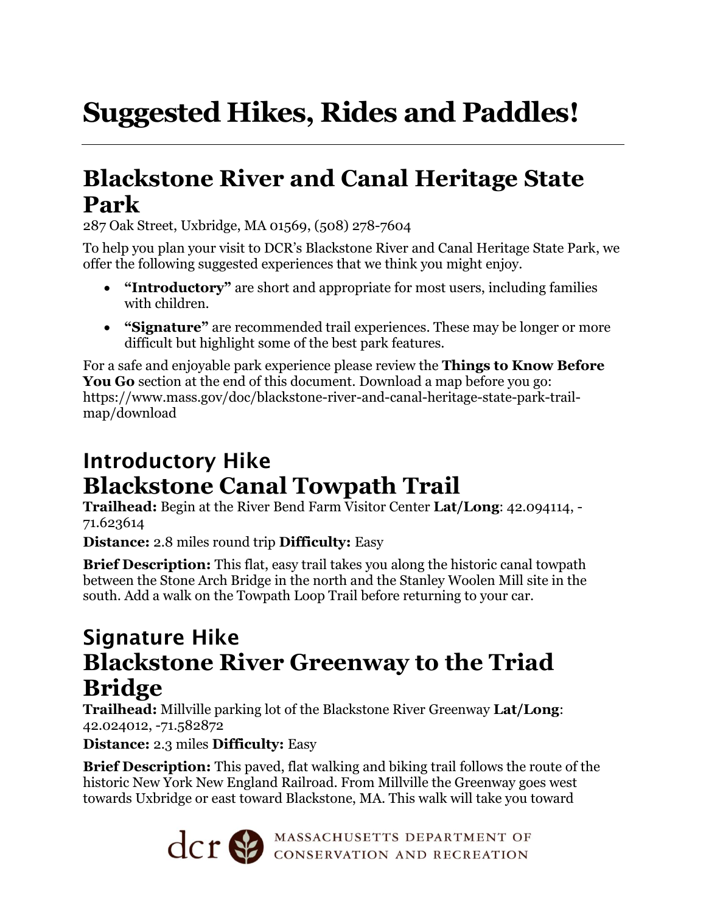# Suggested Hikes, Rides and Paddles!

## Blackstone River and Canal Heritage State Park

287 Oak Street, Uxbridge, MA 01569, (508) 278-7604

To help you plan your visit to DCR's Blackstone River and Canal Heritage State Park, we offer the following suggested experiences that we think you might enjoy.

- **"Introductory"** are short and appropriate for most users, including families with children.
- **"Signature"** are recommended trail experiences. These may be longer or more difficult but highlight some of the best park features.

For a safe and enjoyable park experience please review the **Things to Know Before You Go** section at the end of this document. Download a map before you go: https://www.mass.gov/doc/blackstone-river-and-canal-heritage-state-park-trail-map/download

### Introductory Hike
## Blackstone Canal Towpath Trail

**Trailhead:** Begin at the River Bend Farm Visitor Center **Lat/Long**: 42.094114, -71.623614

**Distance:** 2.8 miles round trip **Difficulty:** Easy

**Brief Description:** This flat, easy trail takes you along the historic canal towpath between the Stone Arch Bridge in the north and the Stanley Woolen Mill site in the south. Add a walk on the Towpath Loop Trail before returning to your car.

### Signature Hike
## Blackstone River Greenway to the Triad Bridge

**Trailhead:** Millville parking lot of the Blackstone River Greenway **Lat/Long**: 42.024012, -71.582872

**Distance:** 2.3 miles **Difficulty:** Easy

**Brief Description:** This paved, flat walking and biking trail follows the route of the historic New York New England Railroad. From Millville the Greenway goes west towards Uxbridge or east toward Blackstone, MA. This walk will take you toward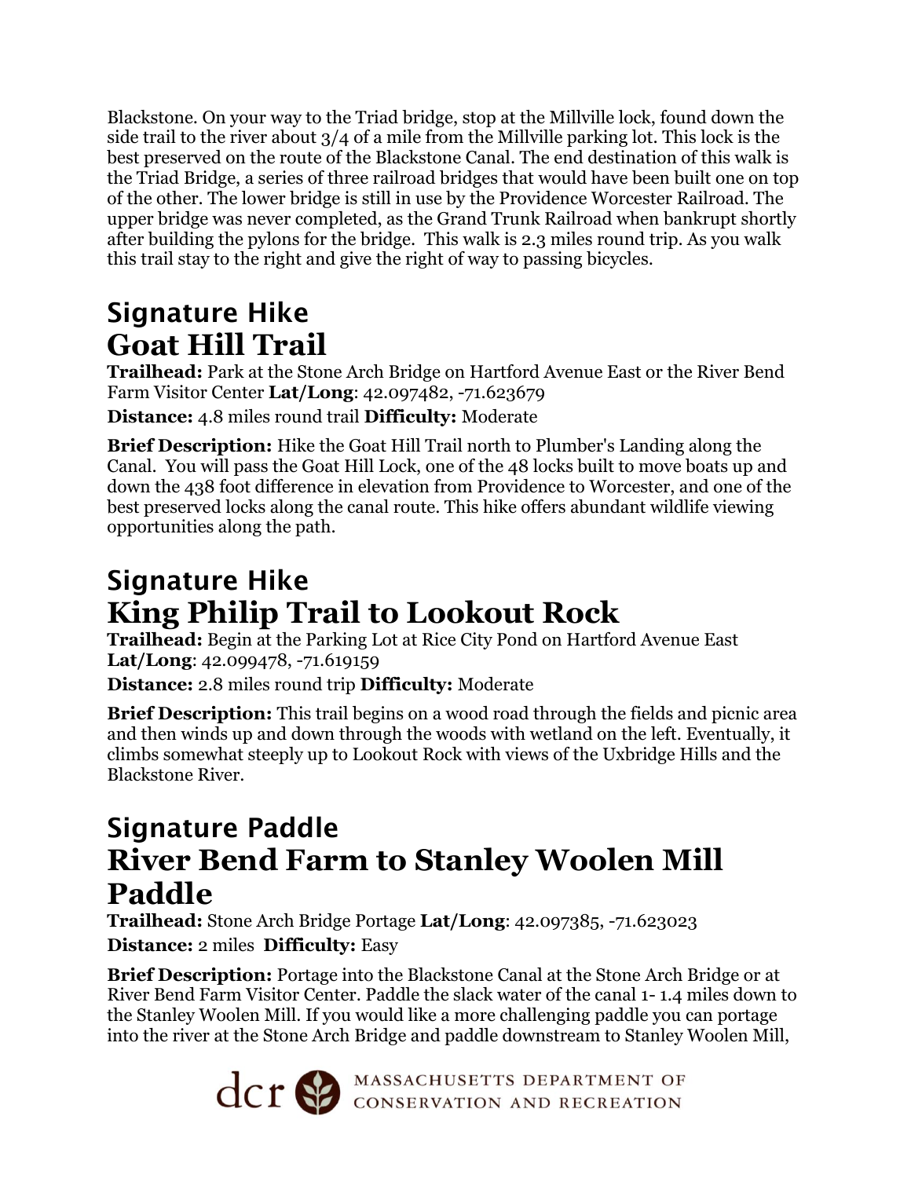Blackstone. On your way to the Triad bridge, stop at the Millville lock, found down the side trail to the river about 3/4 of a mile from the Millville parking lot. This lock is the best preserved on the route of the Blackstone Canal. The end destination of this walk is the Triad Bridge, a series of three railroad bridges that would have been built one on top of the other. The lower bridge is still in use by the Providence Worcester Railroad. The upper bridge was never completed, as the Grand Trunk Railroad when bankrupt shortly after building the pylons for the bridge. This walk is 2.3 miles round trip. As you walk this trail stay to the right and give the right of way to passing bicycles.

## Signature Hike
# Goat Hill Trail

**Trailhead:** Park at the Stone Arch Bridge on Hartford Avenue East or the River Bend Farm Visitor Center **Lat/Long**: 42.097482, -71.623679

**Distance:** 4.8 miles round trail **Difficulty:** Moderate

**Brief Description:** Hike the Goat Hill Trail north to Plumber's Landing along the Canal. You will pass the Goat Hill Lock, one of the 48 locks built to move boats up and down the 438 foot difference in elevation from Providence to Worcester, and one of the best preserved locks along the canal route. This hike offers abundant wildlife viewing opportunities along the path.

## Signature Hike
# King Philip Trail to Lookout Rock

**Trailhead:** Begin at the Parking Lot at Rice City Pond on Hartford Avenue East **Lat/Long**: 42.099478, -71.619159

**Distance:** 2.8 miles round trip **Difficulty:** Moderate

**Brief Description:** This trail begins on a wood road through the fields and picnic area and then winds up and down through the woods with wetland on the left. Eventually, it climbs somewhat steeply up to Lookout Rock with views of the Uxbridge Hills and the Blackstone River.

## Signature Paddle
# River Bend Farm to Stanley Woolen Mill Paddle

**Trailhead:** Stone Arch Bridge Portage **Lat/Long**: 42.097385, -71.623023

**Distance:** 2 miles **Difficulty:** Easy

**Brief Description:** Portage into the Blackstone Canal at the Stone Arch Bridge or at River Bend Farm Visitor Center. Paddle the slack water of the canal 1- 1.4 miles down to the Stanley Woolen Mill. If you would like a more challenging paddle you can portage into the river at the Stone Arch Bridge and paddle downstream to Stanley Woolen Mill,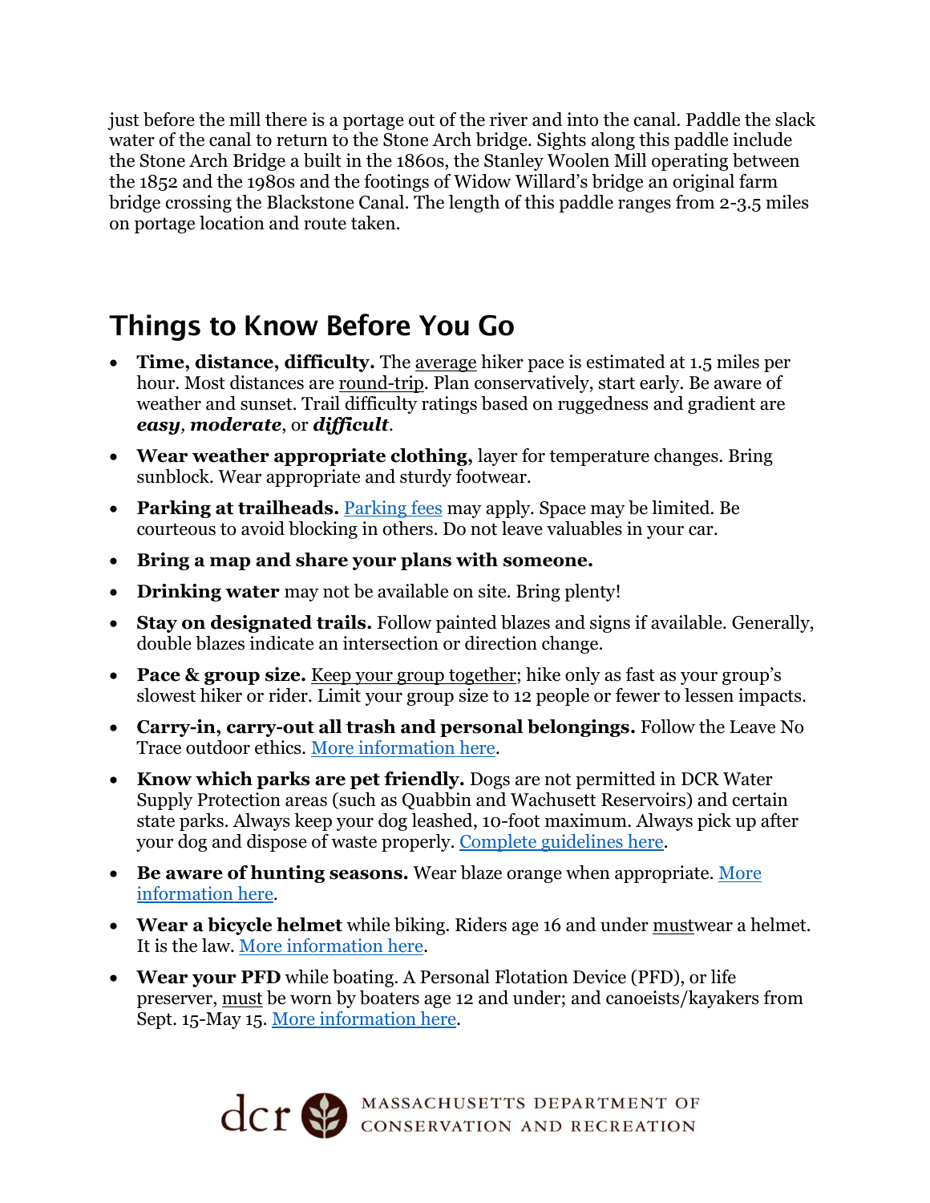just before the mill there is a portage out of the river and into the canal. Paddle the slack water of the canal to return to the Stone Arch bridge. Sights along this paddle include the Stone Arch Bridge a built in the 1860s, the Stanley Woolen Mill operating between the 1852 and the 1980s and the footings of Widow Willard's bridge an original farm bridge crossing the Blackstone Canal. The length of this paddle ranges from 2-3.5 miles on portage location and route taken.

## Things to Know Before You Go

- **Time, distance, difficulty.** The average hiker pace is estimated at 1.5 miles per hour. Most distances are round-trip. Plan conservatively, start early. Be aware of weather and sunset. Trail difficulty ratings based on ruggedness and gradient are ***easy***, ***moderate***, or ***difficult***.
- **Wear weather appropriate clothing,** layer for temperature changes. Bring sunblock. Wear appropriate and sturdy footwear.
- **Parking at trailheads.** Parking fees may apply. Space may be limited. Be courteous to avoid blocking in others. Do not leave valuables in your car.
- **Bring a map and share your plans with someone.**
- **Drinking water** may not be available on site. Bring plenty!
- **Stay on designated trails.** Follow painted blazes and signs if available. Generally, double blazes indicate an intersection or direction change.
- **Pace & group size.** Keep your group together; hike only as fast as your group's slowest hiker or rider. Limit your group size to 12 people or fewer to lessen impacts.
- **Carry-in, carry-out all trash and personal belongings.** Follow the Leave No Trace outdoor ethics. More information here.
- **Know which parks are pet friendly.** Dogs are not permitted in DCR Water Supply Protection areas (such as Quabbin and Wachusett Reservoirs) and certain state parks. Always keep your dog leashed, 10-foot maximum. Always pick up after your dog and dispose of waste properly. Complete guidelines here.
- **Be aware of hunting seasons.** Wear blaze orange when appropriate. More information here.
- **Wear a bicycle helmet** while biking. Riders age 16 and under mustwear a helmet. It is the law. More information here.
- **Wear your PFD** while boating. A Personal Flotation Device (PFD), or life preserver, must be worn by boaters age 12 and under; and canoeists/kayakers from Sept. 15-May 15. More information here.

dcr MASSACHUSETTS DEPARTMENT OF CONSERVATION AND RECREATION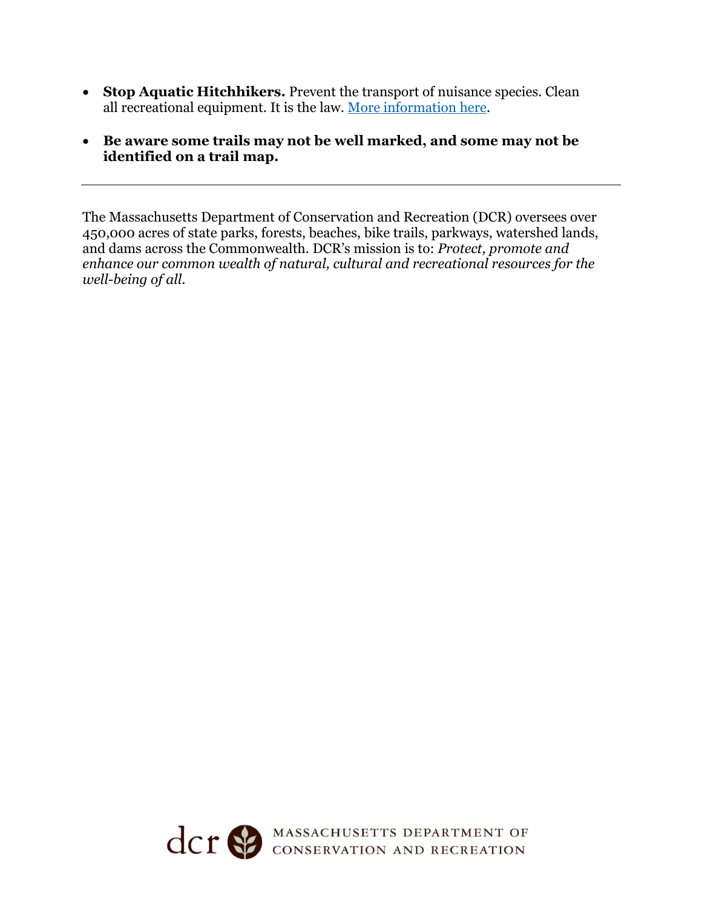- **Stop Aquatic Hitchhikers.** Prevent the transport of nuisance species. Clean all recreational equipment. It is the law. [More information here](#).

- **Be aware some trails may not be well marked, and some may not be identified on a trail map.**

---

The Massachusetts Department of Conservation and Recreation (DCR) oversees over 450,000 acres of state parks, forests, beaches, bike trails, parkways, watershed lands, and dams across the Commonwealth. DCR's mission is to: *Protect, promote and enhance our common wealth of natural, cultural and recreational resources for the well-being of all.*

dcr MASSACHUSETTS DEPARTMENT OF CONSERVATION AND RECREATION